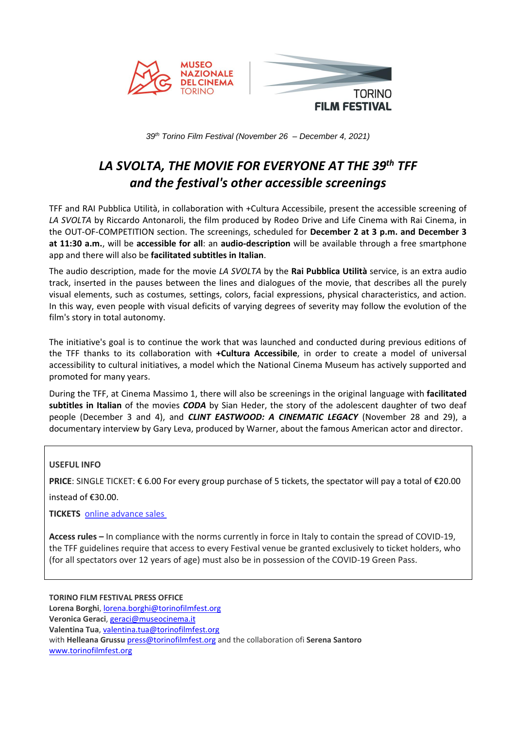MUSEO NAZIONALE DEL CINEMA TORINO

TORINO FILM FESTIVAL

*39th Torino Film Festival (November 26 – December 4, 2021)*

# *LA SVOLTA, THE MOVIE FOR EVERYONE AT THE 39th TFF and the festival's other accessible screenings*

TFF and RAI Pubblica Utilità, in collaboration with +Cultura Accessibile, present the accessible screening of *LA SVOLTA* by Riccardo Antonaroli, the film produced by Rodeo Drive and Life Cinema with Rai Cinema, in the OUT-OF-COMPETITION section. The screenings, scheduled for **December 2 at 3 p.m. and December 3 at 11:30 a.m.**, will be **accessible for all**: an **audio-description** will be available through a free smartphone app and there will also be **facilitated subtitles in Italian**.

The audio description, made for the movie *LA SVOLTA* by the **Rai Pubblica Utilità** service, is an extra audio track, inserted in the pauses between the lines and dialogues of the movie, that describes all the purely visual elements, such as costumes, settings, colors, facial expressions, physical characteristics, and action. In this way, even people with visual deficits of varying degrees of severity may follow the evolution of the film's story in total autonomy.

The initiative's goal is to continue the work that was launched and conducted during previous editions of the TFF thanks to its collaboration with **+Cultura Accessibile**, in order to create a model of universal accessibility to cultural initiatives, a model which the National Cinema Museum has actively supported and promoted for many years.

During the TFF, at Cinema Massimo 1, there will also be screenings in the original language with **facilitated subtitles in Italian** of the movies ***CODA*** by Sian Heder, the story of the adolescent daughter of two deaf people (December 3 and 4), and ***CLINT EASTWOOD: A CINEMATIC LEGACY*** (November 28 and 29), a documentary interview by Gary Leva, produced by Warner, about the famous American actor and director.

**USEFUL INFO**

**PRICE**: SINGLE TICKET: € 6.00 For every group purchase of 5 tickets, the spectator will pay a total of €20.00 instead of €30.00.

**TICKETS** [online advance sales](#)

**Access rules –** In compliance with the norms currently in force in Italy to contain the spread of COVID-19, the TFF guidelines require that access to every Festival venue be granted exclusively to ticket holders, who (for all spectators over 12 years of age) must also be in possession of the COVID-19 Green Pass.

**TORINO FILM FESTIVAL PRESS OFFICE**
**Lorena Borghi**, lorena.borghi@torinofilmfest.org
**Veronica Geraci**, geraci@museocinema.it
**Valentina Tua**, valentina.tua@torinofilmfest.org
with **Helleana Grussu** press@torinofilmfest.org and the collaboration ofi **Serena Santoro**
www.torinofilmfest.org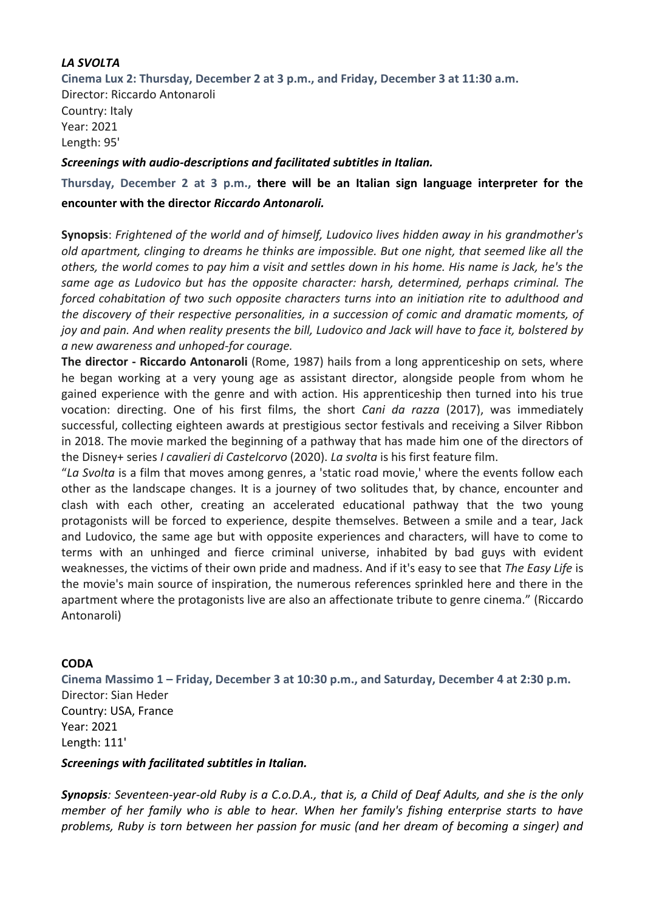***LA SVOLTA***

**Cinema Lux 2: Thursday, December 2 at 3 p.m., and Friday, December 3 at 11:30 a.m.**
Director: Riccardo Antonaroli
Country: Italy
Year: 2021
Length: 95'

***Screenings with audio-descriptions and facilitated subtitles in Italian.***

**Thursday, December 2 at 3 p.m., there will be an Italian sign language interpreter for the encounter with the director *Riccardo Antonaroli.***

**Synopsis**: *Frightened of the world and of himself, Ludovico lives hidden away in his grandmother's old apartment, clinging to dreams he thinks are impossible. But one night, that seemed like all the others, the world comes to pay him a visit and settles down in his home. His name is Jack, he's the same age as Ludovico but has the opposite character: harsh, determined, perhaps criminal. The forced cohabitation of two such opposite characters turns into an initiation rite to adulthood and the discovery of their respective personalities, in a succession of comic and dramatic moments, of joy and pain. And when reality presents the bill, Ludovico and Jack will have to face it, bolstered by a new awareness and unhoped-for courage.*

**The director - Riccardo Antonaroli** (Rome, 1987) hails from a long apprenticeship on sets, where he began working at a very young age as assistant director, alongside people from whom he gained experience with the genre and with action. His apprenticeship then turned into his true vocation: directing. One of his first films, the short *Cani da razza* (2017), was immediately successful, collecting eighteen awards at prestigious sector festivals and receiving a Silver Ribbon in 2018. The movie marked the beginning of a pathway that has made him one of the directors of the Disney+ series *I cavalieri di Castelcorvo* (2020). *La svolta* is his first feature film.

"*La Svolta* is a film that moves among genres, a 'static road movie,' where the events follow each other as the landscape changes. It is a journey of two solitudes that, by chance, encounter and clash with each other, creating an accelerated educational pathway that the two young protagonists will be forced to experience, despite themselves. Between a smile and a tear, Jack and Ludovico, the same age but with opposite experiences and characters, will have to come to terms with an unhinged and fierce criminal universe, inhabited by bad guys with evident weaknesses, the victims of their own pride and madness. And if it's easy to see that *The Easy Life* is the movie's main source of inspiration, the numerous references sprinkled here and there in the apartment where the protagonists live are also an affectionate tribute to genre cinema." (Riccardo Antonaroli)

**CODA**

**Cinema Massimo 1 – Friday, December 3 at 10:30 p.m., and Saturday, December 4 at 2:30 p.m.**
Director: Sian Heder
Country: USA, France
Year: 2021
Length: 111'

***Screenings with facilitated subtitles in Italian.***

***Synopsis**: Seventeen-year-old Ruby is a C.o.D.A., that is, a Child of Deaf Adults, and she is the only member of her family who is able to hear. When her family's fishing enterprise starts to have problems, Ruby is torn between her passion for music (and her dream of becoming a singer) and*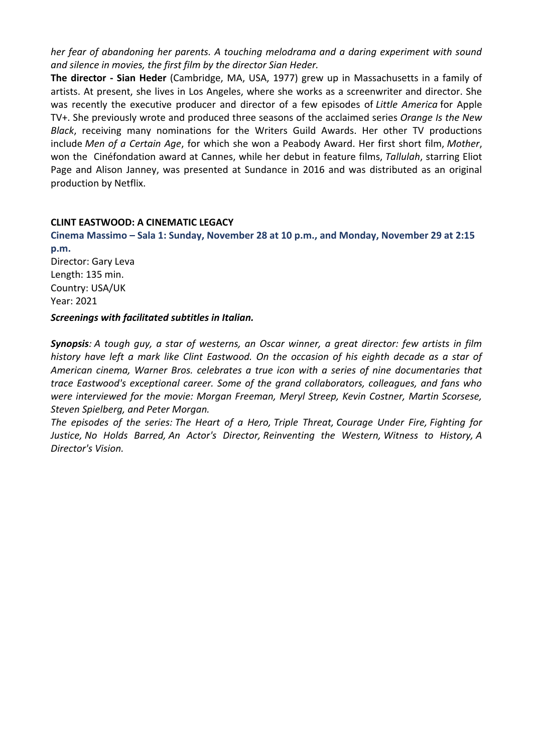*her fear of abandoning her parents. A touching melodrama and a daring experiment with sound and silence in movies, the first film by the director Sian Heder.*

**The director - Sian Heder** (Cambridge, MA, USA, 1977) grew up in Massachusetts in a family of artists. At present, she lives in Los Angeles, where she works as a screenwriter and director. She was recently the executive producer and director of a few episodes of *Little America* for Apple TV+. She previously wrote and produced three seasons of the acclaimed series *Orange Is the New Black*, receiving many nominations for the Writers Guild Awards. Her other TV productions include *Men of a Certain Age*, for which she won a Peabody Award. Her first short film, *Mother*, won the Cinéfondation award at Cannes, while her debut in feature films, *Tallulah*, starring Eliot Page and Alison Janney, was presented at Sundance in 2016 and was distributed as an original production by Netflix.

## CLINT EASTWOOD: A CINEMATIC LEGACY

**Cinema Massimo – Sala 1: Sunday, November 28 at 10 p.m., and Monday, November 29 at 2:15 p.m.**

Director: Gary Leva
Length: 135 min.
Country: USA/UK
Year: 2021

***Screenings with facilitated subtitles in Italian.***

***Synopsis**: A tough guy, a star of westerns, an Oscar winner, a great director: few artists in film history have left a mark like Clint Eastwood. On the occasion of his eighth decade as a star of American cinema, Warner Bros. celebrates a true icon with a series of nine documentaries that trace Eastwood's exceptional career. Some of the grand collaborators, colleagues, and fans who were interviewed for the movie: Morgan Freeman, Meryl Streep, Kevin Costner, Martin Scorsese, Steven Spielberg, and Peter Morgan.*

*The episodes of the series: The Heart of a Hero, Triple Threat, Courage Under Fire, Fighting for Justice, No Holds Barred, An Actor's Director, Reinventing the Western, Witness to History, A Director's Vision.*